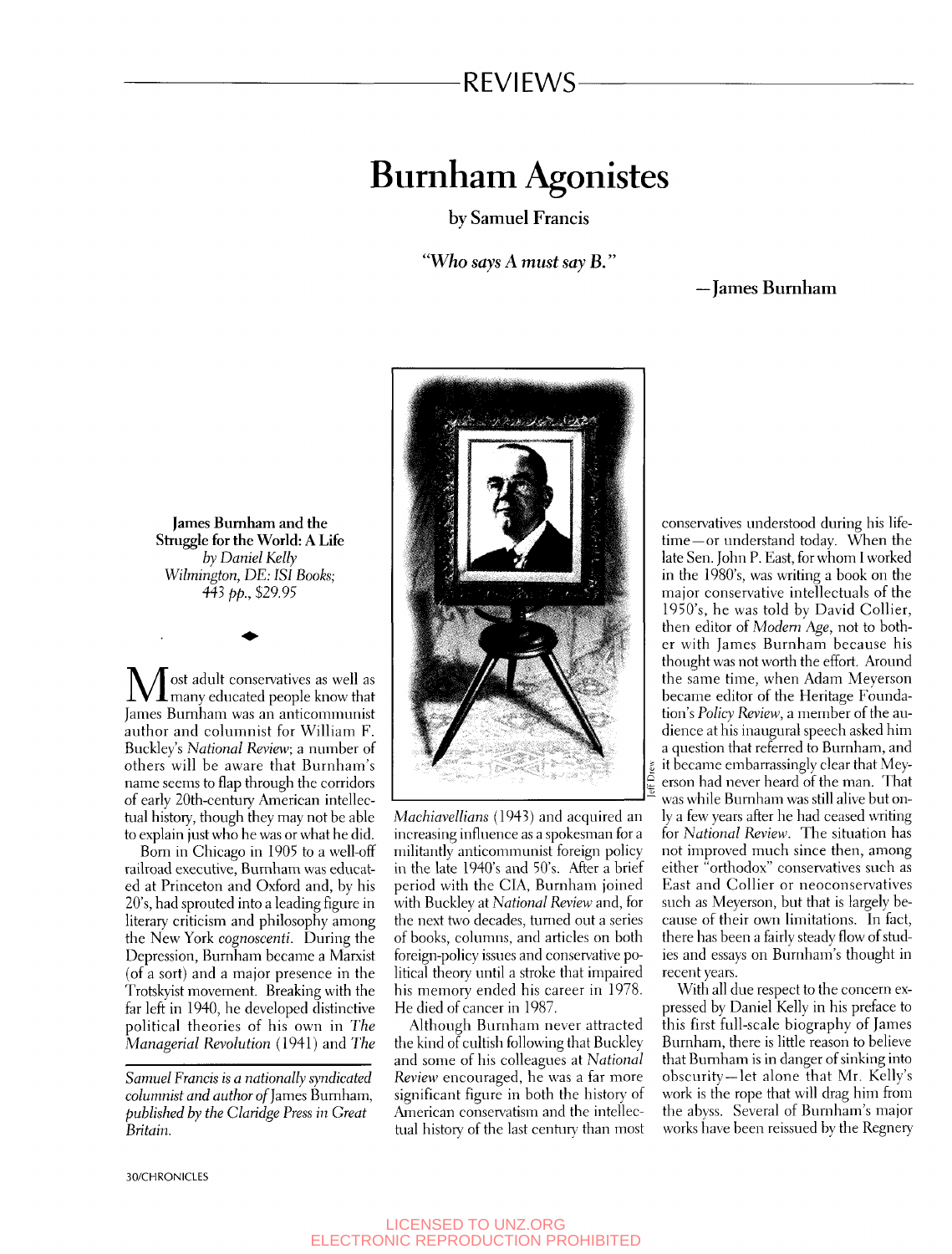# Burnham Agonistes

**by Samuel Francis**

*"Who says A must say B."*

**—James Burnham**

**James Burnham and the Struggle for the World: A Life**
*by Daniel Kelly*
*Wilmington, DE: ISI Books; 443 pp., $29.95*

Most adult conservatives as well as many educated people know that James Burnham was an anticommunist author and columnist for William F. Buckley's *National Review*; a number of others will be aware that Burnham's name seems to flap through the corridors of early 20th-century American intellectual history, though they may not be able to explain just who he was or what he did.

Born in Chicago in 1905 to a well-off railroad executive, Burnham was educated at Princeton and Oxford and, by his 20's, had sprouted into a leading figure in literary criticism and philosophy among the New York *cognoscenti*. During the Depression, Burnham became a Marxist (of a sort) and a major presence in the Trotskyist movement. Breaking with the far left in 1940, he developed distinctive political theories of his own in *The Managerial Revolution* (1941) and *The Machiavellians* (1943) and acquired an increasing influence as a spokesman for a militantly anticommunist foreign policy in the late 1940's and 50's. After a brief period with the CIA, Burnham joined with Buckley at *National Review* and, for the next two decades, turned out a series of books, columns, and articles on both foreign-policy issues and conservative political theory until a stroke that impaired his memory ended his career in 1978. He died of cancer in 1987.

Although Burnham never attracted the kind of cultish following that Buckley and some of his colleagues at *National Review* encouraged, he was a far more significant figure in both the history of American conservatism and the intellectual history of the last century than most conservatives understood during his lifetime—or understand today. When the late Sen. John P. East, for whom I worked in the 1980's, was writing a book on the major conservative intellectuals of the 1950's, he was told by David Collier, then editor of *Modern Age*, not to bother with James Burnham because his thought was not worth the effort. Around the same time, when Adam Meyerson became editor of the Heritage Foundation's *Policy Review*, a member of the audience at his inaugural speech asked him a question that referred to Burnham, and it became embarrassingly clear that Meyerson had never heard of the man. That was while Burnham was still alive but only a few years after he had ceased writing for *National Review*. The situation has not improved much since then, among either "orthodox" conservatives such as East and Collier or neoconservatives such as Meyerson, but that is largely because of their own limitations. In fact, there has been a fairly steady flow of studies and essays on Burnham's thought in recent years.

With all due respect to the concern expressed by Daniel Kelly in his preface to this first full-scale biography of James Burnham, there is little reason to believe that Burnham is in danger of sinking into obscurity—let alone that Mr. Kelly's work is the rope that will drag him from the abyss. Several of Burnham's major works have been reissued by the Regnery

*Samuel Francis is a nationally syndicated columnist and author of* James Burnham, *published by the Claridge Press in Great Britain.*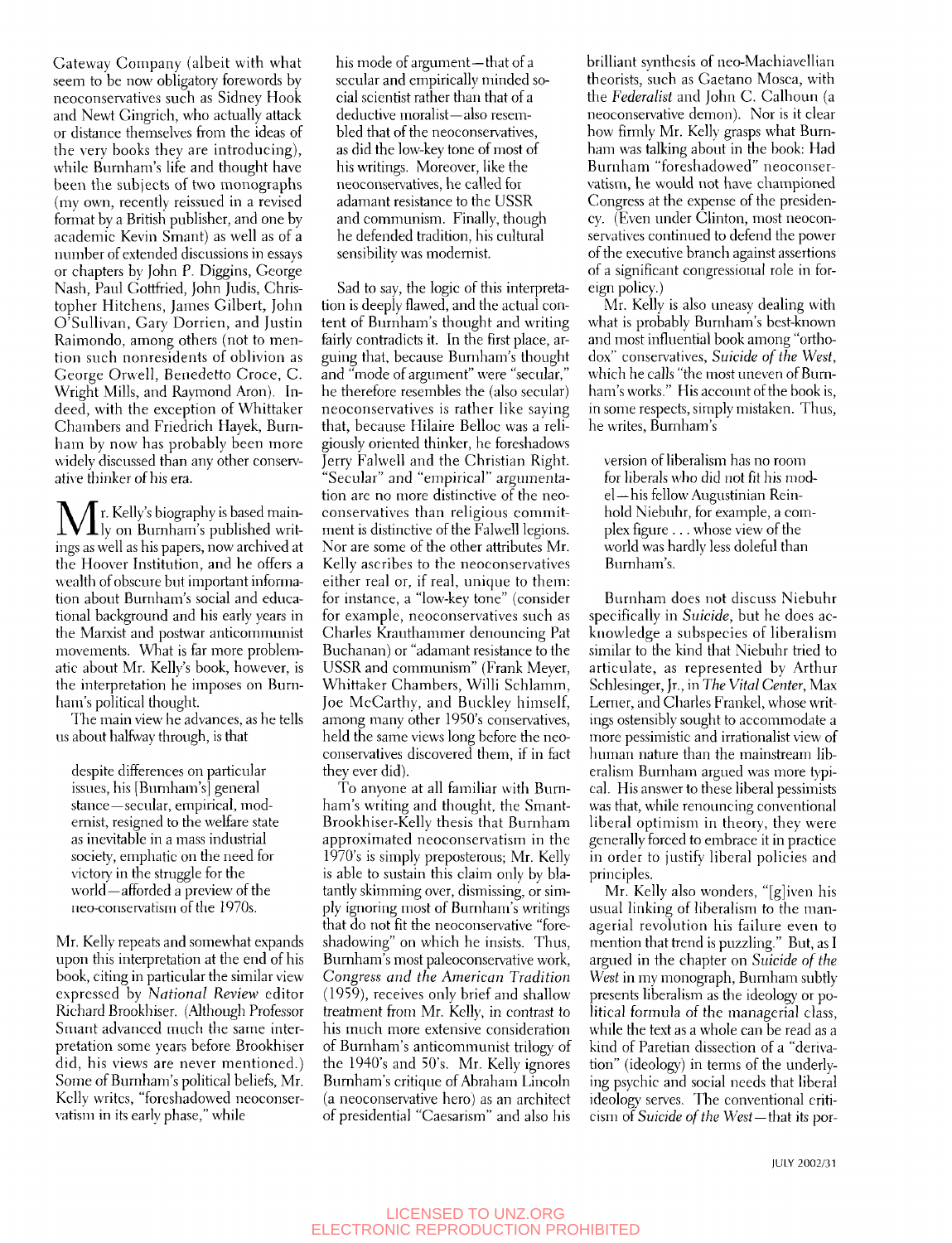Gateway Company (albeit with what seem to be now obligatory forewords by neoconservatives such as Sidney Hook and Newt Gingrich, who actually attack or distance themselves from the ideas of the very books they are introducing), while Burnham's life and thought have been the subjects of two monographs (my own, recently reissued in a revised format by a British publisher, and one by academic Kevin Smant) as well as of a number of extended discussions in essays or chapters by John P. Diggins, George Nash, Paul Gottfried, John Judis, Christopher Hitchens, James Gilbert, John O'Sullivan, Gary Dorrien, and Justin Raimondo, among others (not to mention such nonresidents of oblivion as George Orwell, Benedetto Croce, C. Wright Mills, and Raymond Aron). Indeed, with the exception of Whittaker Chambers and Friedrich Hayek, Burnham by now has probably been more widely discussed than any other conservative thinker of his era.

Mr. Kelly's biography is based mainly on Burnham's published writings as well as his papers, now archived at the Hoover Institution, and he offers a wealth of obscure but important information about Burnham's social and educational background and his early years in the Marxist and postwar anticommunist movements. What is far more problematic about Mr. Kelly's book, however, is the interpretation he imposes on Burnham's political thought.

The main view he advances, as he tells us about halfway through, is that

> despite differences on particular issues, his [Burnham's] general stance—secular, empirical, modernist, resigned to the welfare state as inevitable in a mass industrial society, emphatic on the need for victory in the struggle for the world—afforded a preview of the neo-conservatism of the 1970s.

Mr. Kelly repeats and somewhat expands upon this interpretation at the end of his book, citing in particular the similar view expressed by *National Review* editor Richard Brookhiser. (Although Professor Smant advanced much the same interpretation some years before Brookhiser did, his views are never mentioned.) Some of Burnham's political beliefs, Mr. Kelly writes, "foreshadowed neoconservatism in its early phase," while

> his mode of argument—that of a secular and empirically minded social scientist rather than that of a deductive moralist—also resembled that of the neoconservatives, as did the low-key tone of most of his writings. Moreover, like the neoconservatives, he called for adamant resistance to the USSR and communism. Finally, though he defended tradition, his cultural sensibility was modernist.

Sad to say, the logic of this interpretation is deeply flawed, and the actual content of Burnham's thought and writing fairly contradicts it. In the first place, arguing that, because Burnham's thought and "mode of argument" were "secular," he therefore resembles the (also secular) neoconservatives is rather like saying that, because Hilaire Belloc was a religiously oriented thinker, he foreshadows Jerry Falwell and the Christian Right. "Secular" and "empirical" argumentation are no more distinctive of the neoconservatives than religious commitment is distinctive of the Falwell legions. Nor are some of the other attributes Mr. Kelly ascribes to the neoconservatives either real or, if real, unique to them: for instance, a "low-key tone" (consider for example, neoconservatives such as Charles Krauthammer denouncing Pat Buchanan) or "adamant resistance to the USSR and communism" (Frank Meyer, Whittaker Chambers, Willi Schlamm, Joe McCarthy, and Buckley himself, among many other 1950's conservatives, held the same views long before the neoconservatives discovered them, if in fact they ever did).

To anyone at all familiar with Burnham's writing and thought, the Smant-Brookhiser-Kelly thesis that Burnham approximated neoconservatism in the 1970's is simply preposterous; Mr. Kelly is able to sustain this claim only by blatantly skimming over, dismissing, or simply ignoring most of Burnham's writings that do not fit the neoconservative "foreshadowing" on which he insists. Thus, Burnham's most paleoconservative work, *Congress and the American Tradition* (1959), receives only brief and shallow treatment from Mr. Kelly, in contrast to his much more extensive consideration of Burnham's anticommunist trilogy of the 1940's and 50's. Mr. Kelly ignores Burnham's critique of Abraham Lincoln (a neoconservative hero) as an architect of presidential "Caesarism" and also his brilliant synthesis of neo-Machiavellian theorists, such as Gaetano Mosca, with the *Federalist* and John C. Calhoun (a neoconservative demon). Nor is it clear how firmly Mr. Kelly grasps what Burnham was talking about in the book: Had Burnham "foreshadowed" neoconservatism, he would not have championed Congress at the expense of the presidency. (Even under Clinton, most neoconservatives continued to defend the power of the executive branch against assertions of a significant congressional role in foreign policy.)

Mr. Kelly is also uneasy dealing with what is probably Burnham's best-known and most influential book among "orthodox" conservatives, *Suicide of the West*, which he calls "the most uneven of Burnham's works." His account of the book is, in some respects, simply mistaken. Thus, he writes, Burnham's

> version of liberalism has no room for liberals who did not fit his model—his fellow Augustinian Reinhold Niebuhr, for example, a complex figure . . . whose view of the world was hardly less doleful than Burnham's.

Burnham does not discuss Niebuhr specifically in *Suicide*, but he does acknowledge a subspecies of liberalism similar to the kind that Niebuhr tried to articulate, as represented by Arthur Schlesinger, Jr., in *The Vital Center*, Max Lerner, and Charles Frankel, whose writings ostensibly sought to accommodate a more pessimistic and irrationalist view of human nature than the mainstream liberalism Burnham argued was more typical. His answer to these liberal pessimists was that, while renouncing conventional liberal optimism in theory, they were generally forced to embrace it in practice in order to justify liberal policies and principles.

Mr. Kelly also wonders, "[g]iven his usual linking of liberalism to the managerial revolution his failure even to mention that trend is puzzling." But, as I argued in the chapter on *Suicide of the West* in my monograph, Burnham subtly presents liberalism as the ideology or political formula of the managerial class, while the text as a whole can be read as a kind of Paretian dissection of a "derivation" (ideology) in terms of the underlying psychic and social needs that liberal ideology serves. The conventional criticism of *Suicide of the West*—that its por-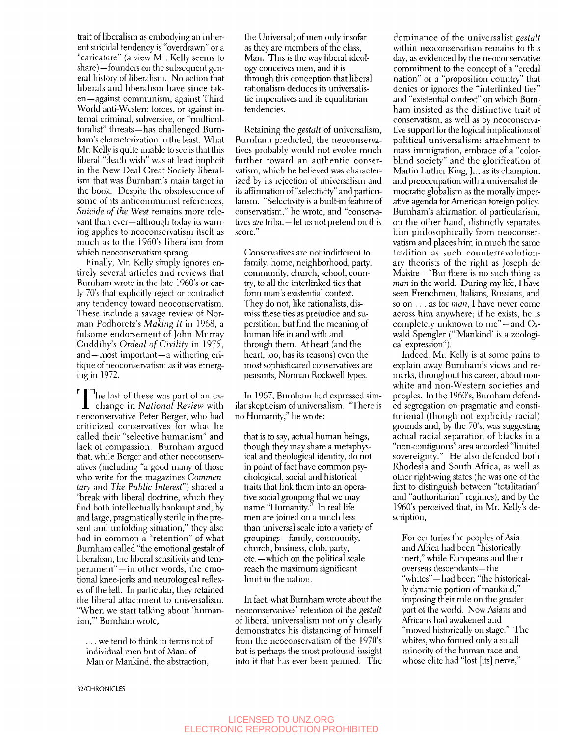trait of liberalism as embodying an inherent suicidal tendency is "overdrawn" or a "caricature" (a view Mr. Kelly seems to share)—founders on the subsequent general history of liberalism. No action that liberals and liberalism have since taken—against communism, against Third World anti-Western forces, or against internal criminal, subversive, or "multiculturalist" threats—has challenged Burnham's characterization in the least. What Mr. Kelly is quite unable to see is that this liberal "death wish" was at least implicit in the New Deal-Great Society liberalism that was Burnham's main target in the book. Despite the obsolescence of some of its anticommunist references, *Suicide of the West* remains more relevant than ever—although today its warning applies to neoconservatism itself as much as to the 1960's liberalism from which neoconservatism sprang.

Finally, Mr. Kelly simply ignores entirely several articles and reviews that Burnham wrote in the late 1960's or early 70's that explicitly reject or contradict any tendency toward neoconservatism. These include a savage review of Norman Podhoretz's *Making It* in 1968, a fulsome endorsement of John Murray Cuddihy's *Ordeal of Civility* in 1975, and—most important—a withering critique of neoconservatism as it was emerging in 1972.

The last of these was part of an exchange in *National Review* with neoconservative Peter Berger, who had criticized conservatives for what he called their "selective humanism" and lack of compassion. Burnham argued that, while Berger and other neoconservatives (including "a good many of those who write for the magazines *Commentary* and *The Public Interest*") shared a "break with liberal doctrine, which they find both intellectually bankrupt and, by and large, pragmatically sterile in the present and unfolding situation," they also had in common a "retention" of what Burnham called "the emotional gestalt of liberalism, the liberal sensitivity and temperament"—in other words, the emotional knee-jerks and neurological reflexes of the left. In particular, they retained the liberal attachment to universalism. "When we start talking about 'humanism,'" Burnham wrote,

> . . . we tend to think in terms not of individual men but of Man: of Man or Mankind, the abstraction, the Universal; of men only insofar as they are members of the class, Man. This is the way liberal ideology conceives men, and it is through this conception that liberal rationalism deduces its universalistic imperatives and its equalitarian tendencies.

Retaining the *gestalt* of universalism, Burnham predicted, the neoconservatives probably would not evolve much further toward an authentic conservatism, which he believed was characterized by its rejection of universalism and its affirmation of "selectivity" and particularism. "Selectivity is a built-in feature of conservatism," he wrote, and "conservatives *are* tribal—let us not pretend on this score."

> Conservatives are not indifferent to family, home, neighborhood, party, community, church, school, country, to all the interlinked ties that form man's existential context. They do not, like rationalists, dismiss these ties as prejudice and superstition, but find the meaning of human life in and with and through them. At heart (and the heart, too, has its reasons) even the most sophisticated conservatives are peasants, Norman Rockwell types.

In 1967, Burnham had expressed similar skepticism of universalism. "There is no Humanity," he wrote:

> that is to say, actual human beings, though they may share a metaphysical and theological identity, do not in point of fact have common psychological, social and historical traits that link them into an operative social grouping that we may name "Humanity." In real life men are joined on a much less than universal scale into a variety of groupings—family, community, church, business, club, party, etc.—which on the political scale reach the maximum significant limit in the nation.

In fact, what Burnham wrote about the neoconservatives' retention of the *gestalt* of liberal universalism not only clearly demonstrates his distancing of himself from the neoconservatism of the 1970's but is perhaps the most profound insight into it that has ever been penned. The dominance of the universalist *gestalt* within neoconservatism remains to this day, as evidenced by the neoconservative commitment to the concept of a "credal nation" or a "proposition country" that denies or ignores the "interlinked ties" and "existential context" on which Burnham insisted as the distinctive trait of conservatism, as well as by neoconservative support for the logical implications of political universalism: attachment to mass immigration, embrace of a "colorblind society" and the glorification of Martin Luther King, Jr., as its champion, and preoccupation with a universalist democratic globalism as the morally imperative agenda for American foreign policy. Burnham's affirmation of particularism, on the other hand, distinctly separates him philosophically from neoconservatism and places him in much the same tradition as such counterrevolutionary theorists of the right as Joseph de Maistre—"But there is no such thing as *man* in the world. During my life, I have seen Frenchmen, Italians, Russians, and so on . . . as for *man*, I have never come across him anywhere; if he exists, he is completely unknown to me"—and Oswald Spengler ("'Mankind' is a zoological expression").

Indeed, Mr. Kelly is at some pains to explain away Burnham's views and remarks, throughout his career, about nonwhite and non-Western societies and peoples. In the 1960's, Burnham defended segregation on pragmatic and constitutional (though not explicitly racial) grounds and, by the 70's, was suggesting actual racial separation of blacks in a "non-contiguous" area accorded "limited sovereignty." He also defended both Rhodesia and South Africa, as well as other right-wing states (he was one of the first to distinguish between "totalitarian" and "authoritarian" regimes), and by the 1960's perceived that, in Mr. Kelly's description,

> For centuries the peoples of Asia and Africa had been "historically inert," while Europeans and their overseas descendants—the "whites"—had been "the historically dynamic portion of mankind," imposing their rule on the greater part of the world. Now Asians and Africans had awakened and "moved historically on stage." The whites, who formed only a small minority of the human race and whose elite had "lost [its] nerve,"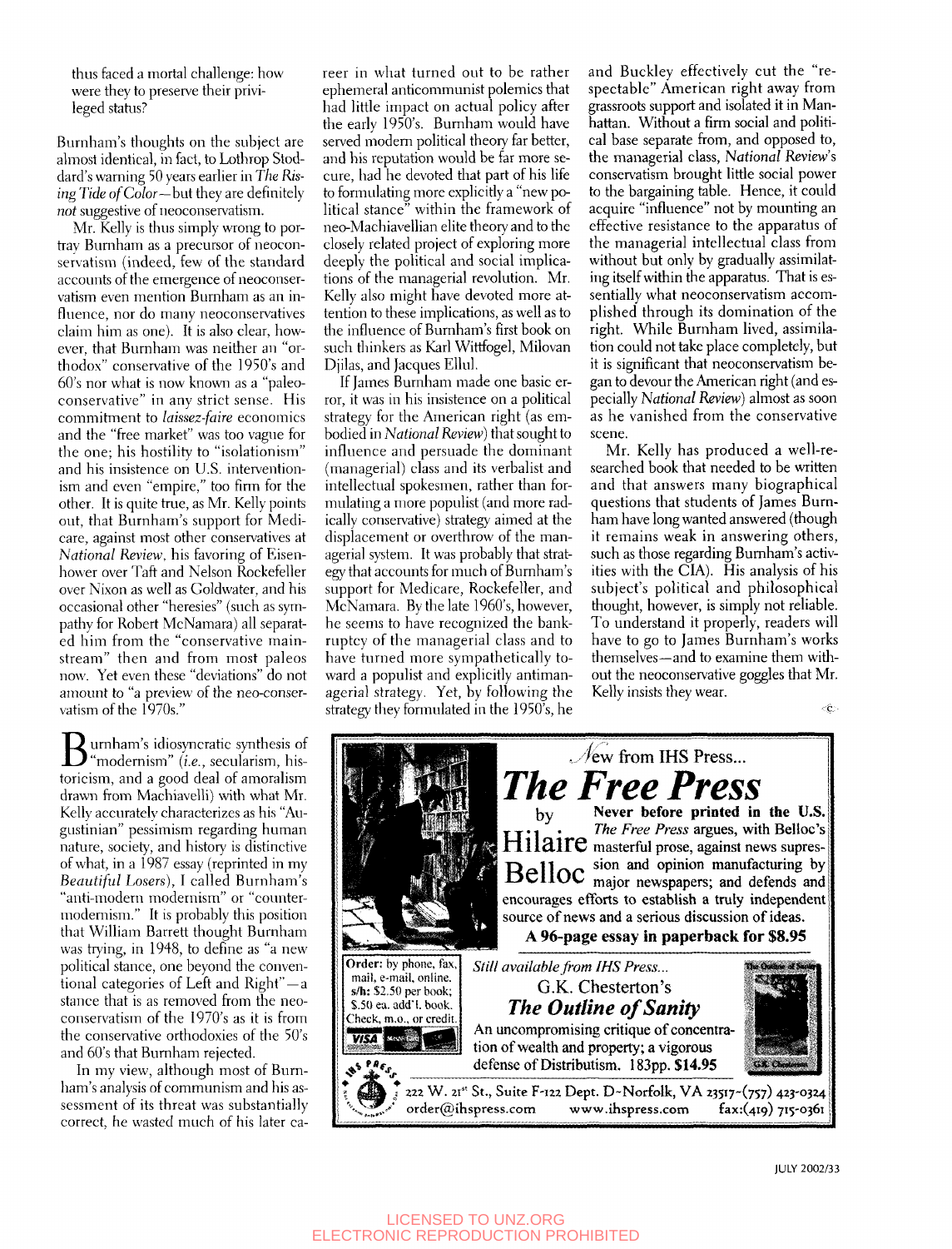thus faced a mortal challenge: how were they to preserve their privileged status?

Burnham's thoughts on the subject are almost identical, in fact, to Lothrop Stoddard's warning 50 years earlier in *The Rising Tide of Color*—but they are definitely *not* suggestive of neoconservatism.

Mr. Kelly is thus simply wrong to portray Burnham as a precursor of neoconservatism (indeed, few of the standard accounts of the emergence of neoconservatism even mention Burnham as an influence, nor do many neoconservatives claim him as one). It is also clear, however, that Burnham was neither an "orthodox" conservative of the 1950's and 60's nor what is now known as a "paleoconservative" in any strict sense. His commitment to *laissez-faire* economics and the "free market" was too vague for the one; his hostility to "isolationism" and his insistence on U.S. interventionism and even "empire," too firm for the other. It is quite true, as Mr. Kelly points out, that Burnham's support for Medicare, against most other conservatives at *National Review*, his favoring of Eisenhower over Taft and Nelson Rockefeller over Nixon as well as Goldwater, and his occasional other "heresies" (such as sympathy for Robert McNamara) all separated him from the "conservative mainstream" then and from most paleos now. Yet even these "deviations" do not amount to "a preview of the neo-conservatism of the 1970s."

Burnham's idiosyncratic synthesis of "modernism" (*i.e.*, secularism, historicism, and a good deal of amoralism drawn from Machiavelli) with what Mr. Kelly accurately characterizes as his "Augustinian" pessimism regarding human nature, society, and history is distinctive of what, in a 1987 essay (reprinted in my *Beautiful Losers*), I called Burnham's "anti-modern modernism" or "counter-modernism." It is probably this position that William Barrett thought Burnham was trying, in 1948, to define as "a new political stance, one beyond the conventional categories of Left and Right"—a stance that is as removed from the neoconservatism of the 1970's as it is from the conservative orthodoxies of the 50's and 60's that Burnham rejected.

In my view, although most of Burnham's analysis of communism and his assessment of its threat was substantially correct, he wasted much of his later career in what turned out to be rather ephemeral anticommunist polemics that had little impact on actual policy after the early 1950's. Burnham would have served modern political theory far better, and his reputation would be far more secure, had he devoted that part of his life to formulating more explicitly a "new political stance" within the framework of neo-Machiavellian elite theory and to the closely related project of exploring more deeply the political and social implications of the managerial revolution. Mr. Kelly also might have devoted more attention to these implications, as well as to the influence of Burnham's first book on such thinkers as Karl Wittfogel, Milovan Djilas, and Jacques Ellul.

If James Burnham made one basic error, it was in his insistence on a political strategy for the American right (as embodied in *National Review*) that sought to influence and persuade the dominant (managerial) class and its verbalist and intellectual spokesmen, rather than formulating a more populist (and more radically conservative) strategy aimed at the displacement or overthrow of the managerial system. It was probably that strategy that accounts for much of Burnham's support for Medicare, Rockefeller, and McNamara. By the late 1960's, however, he seems to have recognized the bankruptcy of the managerial class and to have turned more sympathetically toward a populist and explicitly antimanagerial strategy. Yet, by following the strategy they formulated in the 1950's, he and Buckley effectively cut the "respectable" American right away from grassroots support and isolated it in Manhattan. Without a firm social and political base separate from, and opposed to, the managerial class, *National Review*'s conservatism brought little social power to the bargaining table. Hence, it could acquire "influence" not by mounting an effective resistance to the apparatus of the managerial intellectual class from without but only by gradually assimilating itself within the apparatus. That is essentially what neoconservatism accomplished through its domination of the right. While Burnham lived, assimilation could not take place completely, but it is significant that neoconservatism began to devour the American right (and especially *National Review*) almost as soon as he vanished from the conservative scene.

Mr. Kelly has produced a well-researched book that needed to be written and that answers many biographical questions that students of James Burnham have long wanted answered (though it remains weak in answering others, such as those regarding Burnham's activities with the CIA). His analysis of his subject's political and philosophical thought, however, is simply not reliable. To understand it properly, readers will have to go to James Burnham's works themselves—and to examine them without the neoconservative goggles that Mr. Kelly insists they wear.

New from IHS Press...

**The Free Press**

by Hilaire Belloc

**Never before printed in the U.S.** *The Free Press* argues, with Belloc's masterful prose, against news suppression and opinion manufacturing by major newspapers; and defends and encourages efforts to establish a truly independent source of news and a serious discussion of ideas.

**A 96-page essay in paperback for $8.95**

**Order:** by phone, fax, mail, e-mail, online. **s/h:** $2.50 per book; $.50 ea. add'l. book. Check, m.o., or credit.

*Still available from IHS Press...*

G.K. Chesterton's

***The Outline of Sanity***

An uncompromising critique of concentration of wealth and property; a vigorous defense of Distributism. 183pp. **$14.95**

222 W. 21st St., Suite F-122 Dept. D~Norfolk, VA 23517~(757) 423-0324
order@ihspress.com www.ihspress.com fax:(419) 715-0361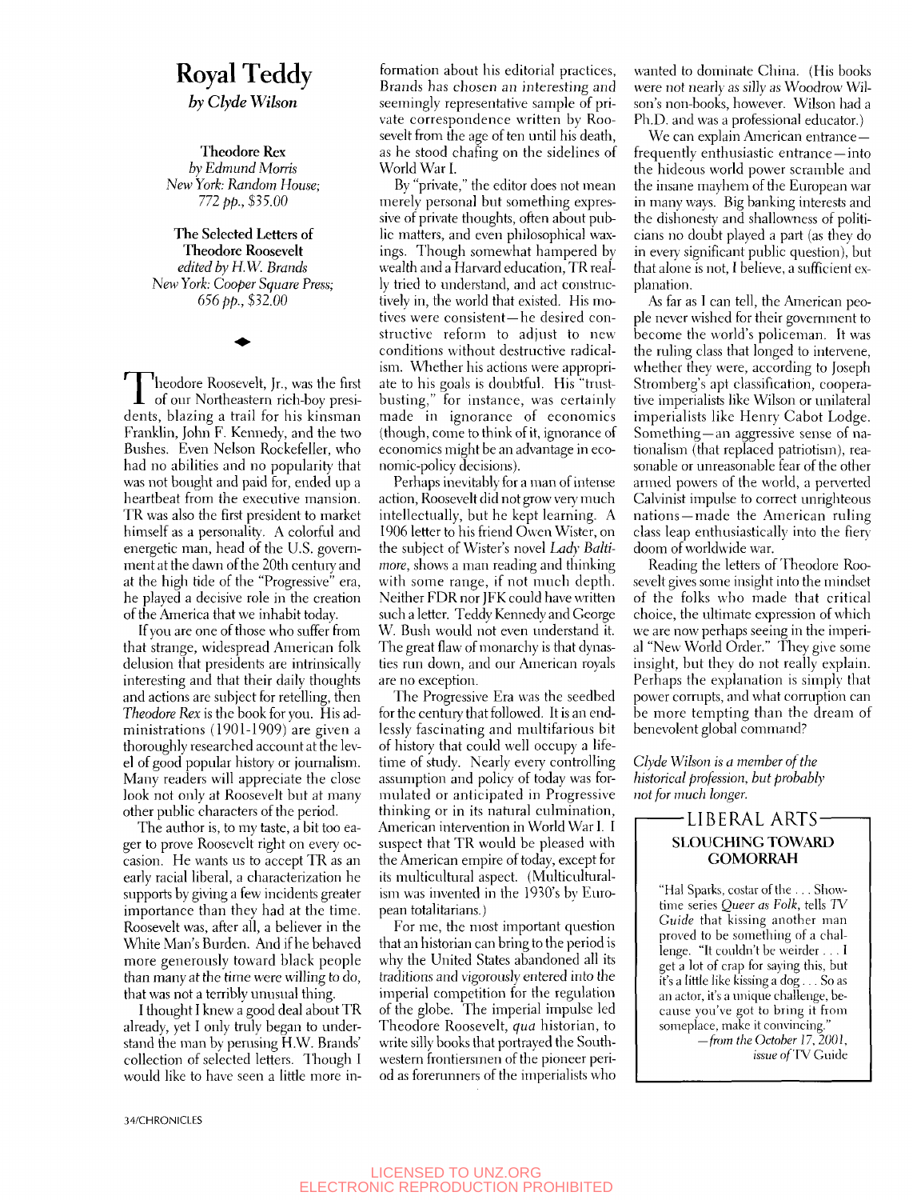# Royal Teddy

*by Clyde Wilson*

**Theodore Rex**
*by Edmund Morris*
*New York: Random House;*
*772 pp., $35.00*

**The Selected Letters of Theodore Roosevelt**
*edited by H.W. Brands*
*New York: Cooper Square Press;*
*656 pp., $32.00*

Theodore Roosevelt, Jr., was the first of our Northeastern rich-boy presidents, blazing a trail for his kinsman Franklin, John F. Kennedy, and the two Bushes. Even Nelson Rockefeller, who had no abilities and no popularity that was not bought and paid for, ended up a heartbeat from the executive mansion. TR was also the first president to market himself as a personality. A colorful and energetic man, head of the U.S. government at the dawn of the 20th century and at the high tide of the "Progressive" era, he played a decisive role in the creation of the America that we inhabit today.

If you are one of those who suffer from that strange, widespread American folk delusion that presidents are intrinsically interesting and that their daily thoughts and actions are subject for retelling, then *Theodore Rex* is the book for you. His administrations (1901-1909) are given a thoroughly researched account at the level of good popular history or journalism. Many readers will appreciate the close look not only at Roosevelt but at many other public characters of the period.

The author is, to my taste, a bit too eager to prove Roosevelt right on every occasion. He wants us to accept TR as an early racial liberal, a characterization he supports by giving a few incidents greater importance than they had at the time. Roosevelt was, after all, a believer in the White Man's Burden. And if he behaved more generously toward black people than many at the time were willing to do, that was not a terribly unusual thing.

I thought I knew a good deal about TR already, yet I only truly began to understand the man by perusing H.W. Brands' collection of selected letters. Though I would like to have seen a little more information about his editorial practices, Brands has chosen an interesting and seemingly representative sample of private correspondence written by Roosevelt from the age of ten until his death, as he stood chafing on the sidelines of World War I.

By "private," the editor does not mean merely personal but something expressive of private thoughts, often about public matters, and even philosophical waxings. Though somewhat hampered by wealth and a Harvard education, TR really tried to understand, and act constructively in, the world that existed. His motives were consistent—he desired constructive reform to adjust to new conditions without destructive radicalism. Whether his actions were appropriate to his goals is doubtful. His "trust-busting," for instance, was certainly made in ignorance of economics (though, come to think of it, ignorance of economics might be an advantage in economic-policy decisions).

Perhaps inevitably for a man of intense action, Roosevelt did not grow very much intellectually, but he kept learning. A 1906 letter to his friend Owen Wister, on the subject of Wister's novel *Lady Baltimore*, shows a man reading and thinking with some range, if not much depth. Neither FDR nor JFK could have written such a letter. Teddy Kennedy and George W. Bush would not even understand it. The great flaw of monarchy is that dynasties run down, and our American royals are no exception.

The Progressive Era was the seedbed for the century that followed. It is an endlessly fascinating and multifarious bit of history that could well occupy a lifetime of study. Nearly every controlling assumption and policy of today was formulated or anticipated in Progressive thinking or in its natural culmination, American intervention in World War I. I suspect that TR would be pleased with the American empire of today, except for its multicultural aspect. (Multiculturalism was invented in the 1930's by European totalitarians.)

For me, the most important question that an historian can bring to the period is why the United States abandoned all its traditions and vigorously entered into the imperial competition for the regulation of the globe. The imperial impulse led Theodore Roosevelt, *qua* historian, to write silly books that portrayed the Southwestern frontiersmen of the pioneer period as forerunners of the imperialists who wanted to dominate China. (His books were not nearly as silly as Woodrow Wilson's non-books, however. Wilson had a Ph.D. and was a professional educator.)

We can explain American entrance—frequently enthusiastic entrance—into the hideous world power scramble and the insane mayhem of the European war in many ways. Big banking interests and the dishonesty and shallowness of politicians no doubt played a part (as they do in every significant public question), but that alone is not, I believe, a sufficient explanation.

As far as I can tell, the American people never wished for their government to become the world's policeman. It was the ruling class that longed to intervene, whether they were, according to Joseph Stromberg's apt classification, cooperative imperialists like Wilson or unilateral imperialists like Henry Cabot Lodge. Something—an aggressive sense of nationalism (that replaced patriotism), reasonable or unreasonable fear of the other armed powers of the world, a perverted Calvinist impulse to correct unrighteous nations—made the American ruling class leap enthusiastically into the fiery doom of worldwide war.

Reading the letters of Theodore Roosevelt gives some insight into the mindset of the folks who made that critical choice, the ultimate expression of which we are now perhaps seeing in the imperial "New World Order." They give some insight, but they do not really explain. Perhaps the explanation is simply that power corrupts, and what corruption can be more tempting than the dream of benevolent global command?

*Clyde Wilson is a member of the historical profession, but probably not for much longer.*

---

## LIBERAL ARTS

### SLOUCHING TOWARD GOMORRAH

"Hal Sparks, costar of the . . . Showtime series *Queer as Folk*, tells *TV Guide* that kissing another man proved to be something of a challenge. "It couldn't be weirder . . . I get a lot of crap for saying this, but it's a little like kissing a dog . . . So as an actor, it's a unique challenge, because you've got to bring it from someplace, make it convincing."

—*from the October 17, 2001, issue of* TV Guide